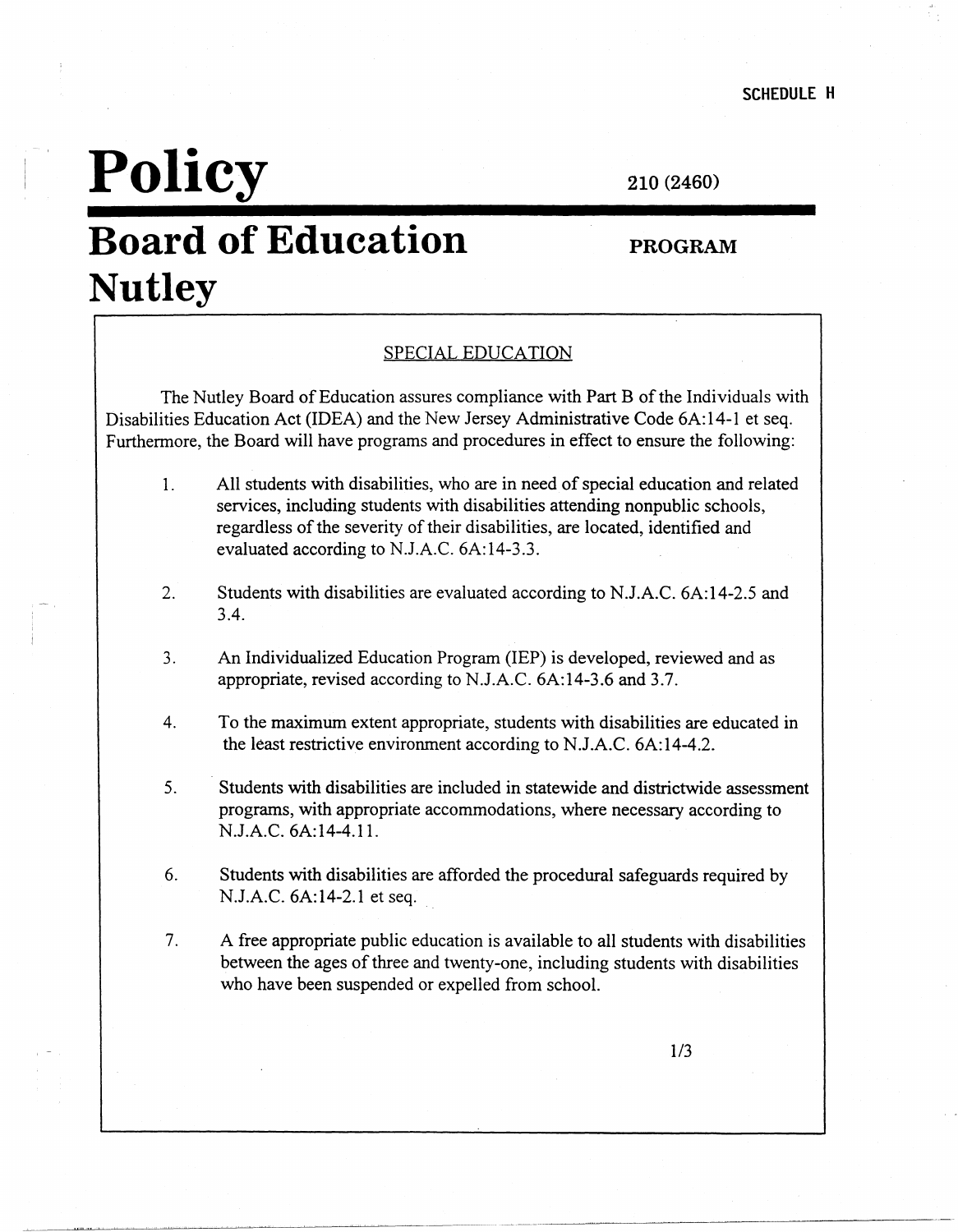SCHEDULE H

# Policy

210 (2460)

# Board of Education Nutley

**PROGRAM**

## SPECIAL EDUCATION

The Nutley Board of Education assures compliance with Part B of the Individuals with Disabilities Education Act (IDEA) and the New Jersey Administrative Code 6A:14-1 et seq. Furthermore, the Board will have programs and procedures in effect to ensure the following:

1. All students with disabilities, who are in need of special education and related services, including students with disabilities attending nonpublic schools, regardless of the severity of their disabilities, are located, identified and evaluated according to N.J.A.C. 6A:14-3.3.

2. Students with disabilities are evaluated according to N.J.A.C. 6A:14-2.5 and 3.4.

3. An Individualized Education Program (IEP) is developed, reviewed and as appropriate, revised according to N.J.A.C. 6A:14-3.6 and 3.7.

4. To the maximum extent appropriate, students with disabilities are educated in the least restrictive environment according to N.J.A.C. 6A:14-4.2.

5. Students with disabilities are included in statewide and districtwide assessment programs, with appropriate accommodations, where necessary according to N.J.A.C. 6A:14-4.11.

6. Students with disabilities are afforded the procedural safeguards required by N.J.A.C. 6A:14-2.1 et seq.

7. A free appropriate public education is available to all students with disabilities between the ages of three and twenty-one, including students with disabilities who have been suspended or expelled from school.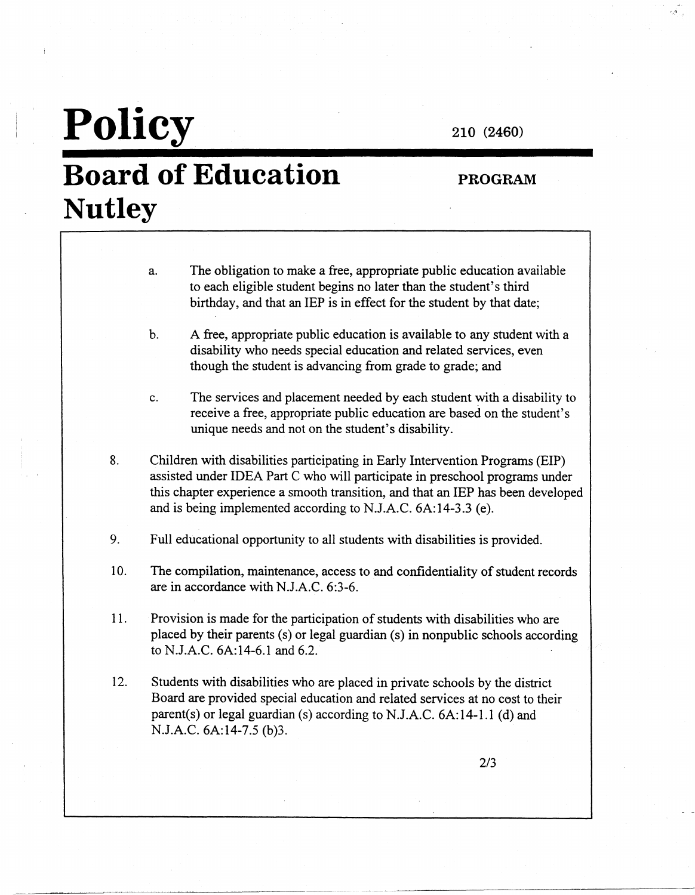a. The obligation to make a free, appropriate public education available to each eligible student begins no later than the student's third birthday, and that an IEP is in effect for the student by that date;

b. A free, appropriate public education is available to any student with a disability who needs special education and related services, even though the student is advancing from grade to grade; and

c. The services and placement needed by each student with a disability to receive a free, appropriate public education are based on the student's unique needs and not on the student's disability.

8. Children with disabilities participating in Early Intervention Programs (EIP) assisted under IDEA Part C who will participate in preschool programs under this chapter experience a smooth transition, and that an IEP has been developed and is being implemented according to N.J.A.C. 6A:14-3.3 (e).

9. Full educational opportunity to all students with disabilities is provided.

10. The compilation, maintenance, access to and confidentiality of student records are in accordance with N.J.A.C. 6:3-6.

11. Provision is made for the participation of students with disabilities who are placed by their parents (s) or legal guardian (s) in nonpublic schools according to N.J.A.C. 6A:14-6.1 and 6.2.

12. Students with disabilities who are placed in private schools by the district Board are provided special education and related services at no cost to their parent(s) or legal guardian (s) according to N.J.A.C. 6A:14-1.1 (d) and N.J.A.C. 6A:14-7.5 (b)3.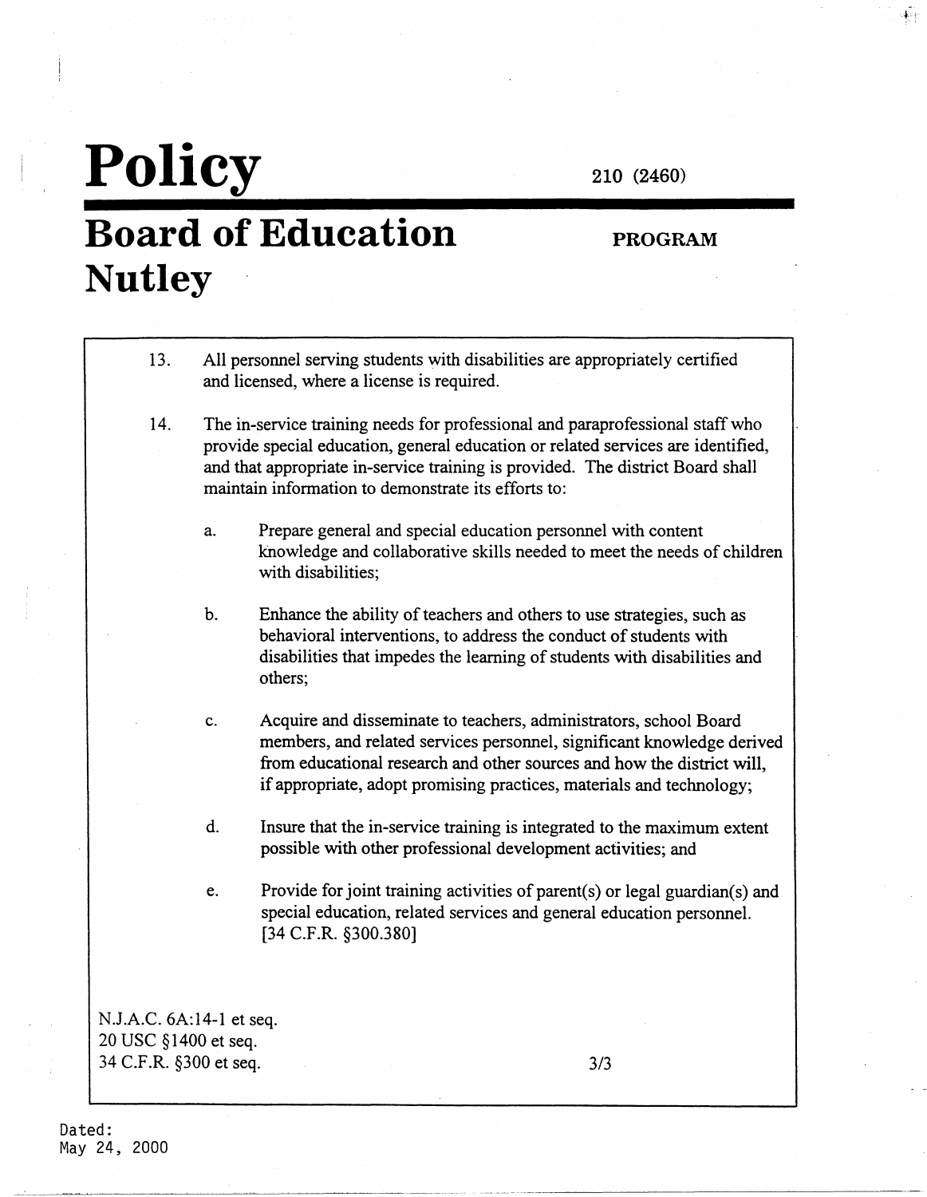# Policy

210 (2460)

# Board of Education Nutley

**PROGRAM**

13. All personnel serving students with disabilities are appropriately certified and licensed, where a license is required.

14. The in-service training needs for professional and paraprofessional staff who provide special education, general education or related services are identified, and that appropriate in-service training is provided. The district Board shall maintain information to demonstrate its efforts to:

    a. Prepare general and special education personnel with content knowledge and collaborative skills needed to meet the needs of children with disabilities;

    b. Enhance the ability of teachers and others to use strategies, such as behavioral interventions, to address the conduct of students with disabilities that impedes the learning of students with disabilities and others;

    c. Acquire and disseminate to teachers, administrators, school Board members, and related services personnel, significant knowledge derived from educational research and other sources and how the district will, if appropriate, adopt promising practices, materials and technology;

    d. Insure that the in-service training is integrated to the maximum extent possible with other professional development activities; and

    e. Provide for joint training activities of parent(s) or legal guardian(s) and special education, related services and general education personnel. [34 C.F.R. §300.380]

N.J.A.C. 6A:14-1 et seq.
20 USC §1400 et seq.
34 C.F.R. §300 et seq.

Dated:
May 24, 2000